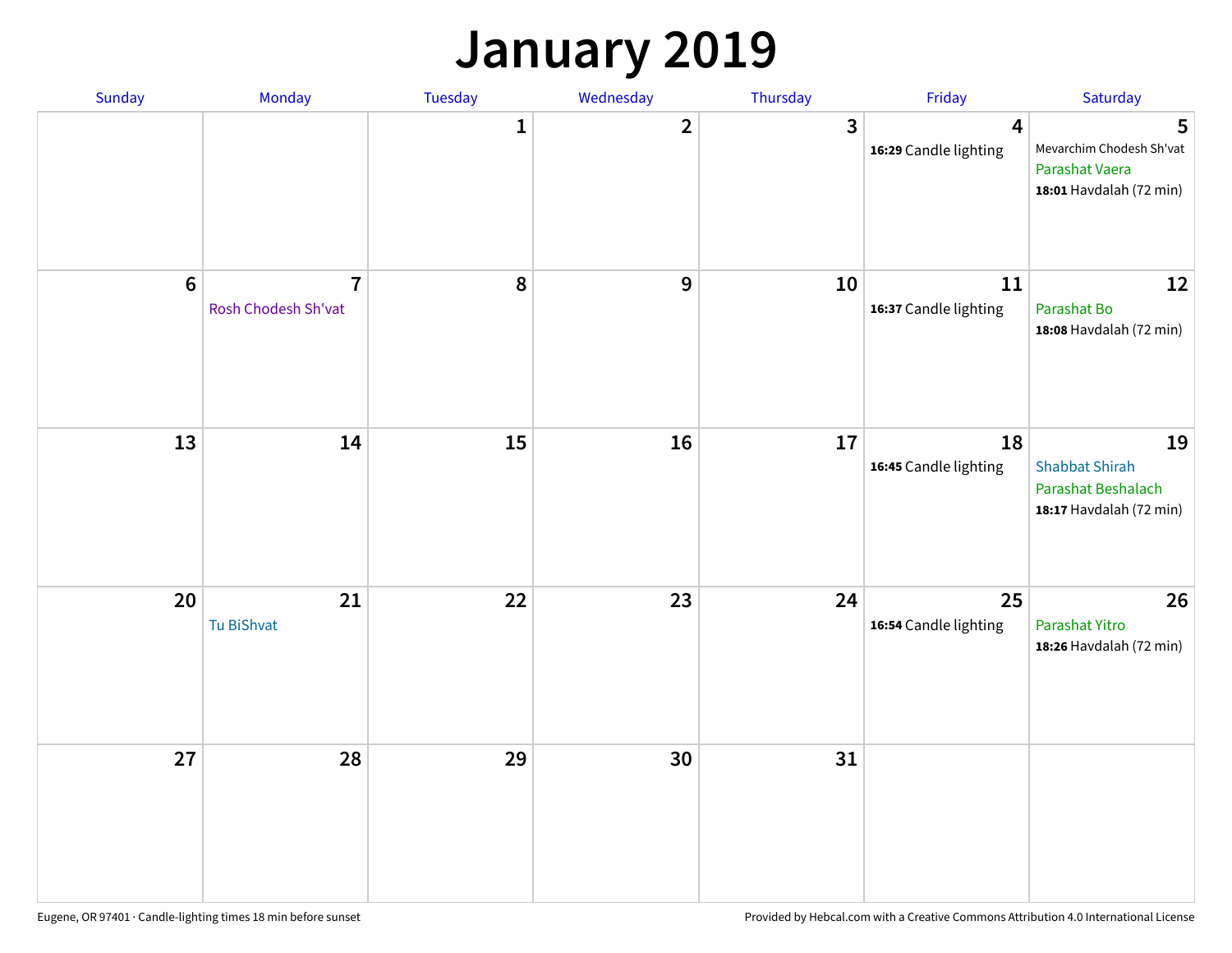# January 2019

| Sunday | Monday | Tuesday | Wednesday | Thursday | Friday | Saturday |
|---|---|---|---|---|---|---|
| | | 1 | 2 | 3 | 4<br>**16:29** Candle lighting | 5<br>Mevarchim Chodesh Sh'vat<br>Parashat Vaera<br>**18:01** Havdalah (72 min) |
| 6 | 7<br>Rosh Chodesh Sh'vat | 8 | 9 | 10 | 11<br>**16:37** Candle lighting | 12<br>Parashat Bo<br>**18:08** Havdalah (72 min) |
| 13 | 14 | 15 | 16 | 17 | 18<br>**16:45** Candle lighting | 19<br>Shabbat Shirah<br>Parashat Beshalach<br>**18:17** Havdalah (72 min) |
| 20 | 21<br>Tu BiShvat | 22 | 23 | 24 | 25<br>**16:54** Candle lighting | 26<br>Parashat Yitro<br>**18:26** Havdalah (72 min) |
| 27 | 28 | 29 | 30 | 31 | | |

Eugene, OR 97401 · Candle-lighting times 18 min before sunset

Provided by Hebcal.com with a Creative Commons Attribution 4.0 International License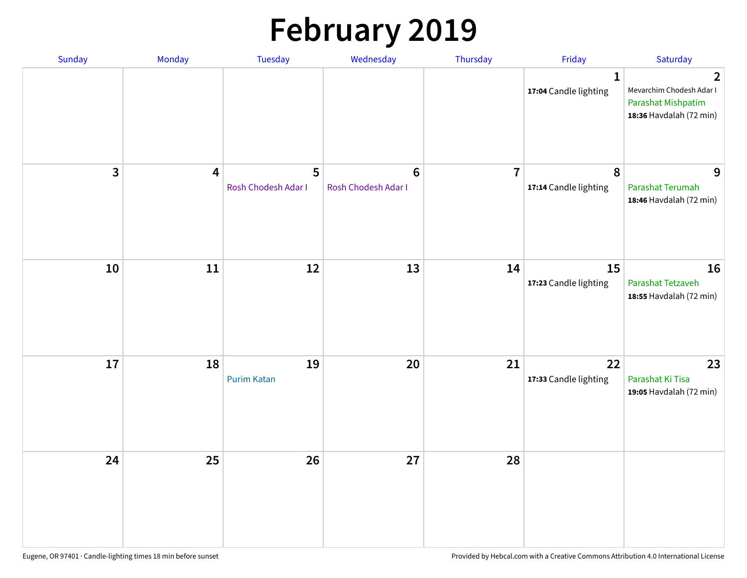# February 2019

| Sunday | Monday | Tuesday | Wednesday | Thursday | Friday | Saturday |
|---|---|---|---|---|---|---|
| | | | | | 1<br>**17:04** Candle lighting | 2<br>Mevarchim Chodesh Adar I<br>Parashat Mishpatim<br>**18:36** Havdalah (72 min) |
| 3 | 4 | 5<br>Rosh Chodesh Adar I | 6<br>Rosh Chodesh Adar I | 7 | 8<br>**17:14** Candle lighting | 9<br>Parashat Terumah<br>**18:46** Havdalah (72 min) |
| 10 | 11 | 12 | 13 | 14 | 15<br>**17:23** Candle lighting | 16<br>Parashat Tetzaveh<br>**18:55** Havdalah (72 min) |
| 17 | 18 | 19<br>Purim Katan | 20 | 21 | 22<br>**17:33** Candle lighting | 23<br>Parashat Ki Tisa<br>**19:05** Havdalah (72 min) |
| 24 | 25 | 26 | 27 | 28 | | |

Eugene, OR 97401 · Candle-lighting times 18 min before sunset

Provided by Hebcal.com with a Creative Commons Attribution 4.0 International License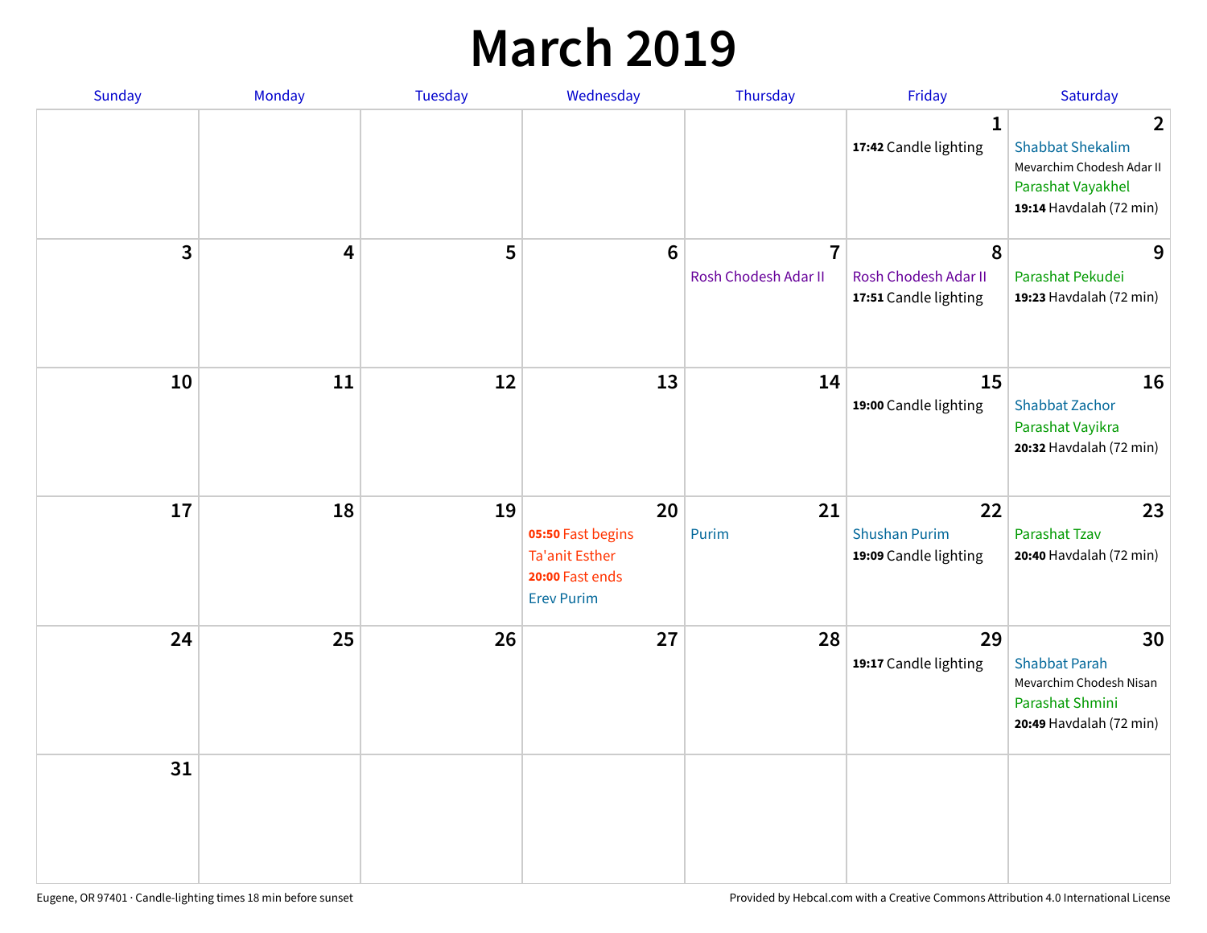# March 2019

| Sunday | Monday | Tuesday | Wednesday | Thursday | Friday | Saturday |
|---|---|---|---|---|---|---|
| | | | | | 1<br>**17:42** Candle lighting | 2<br>Shabbat Shekalim<br>Mevarchim Chodesh Adar II<br>Parashat Vayakhel<br>**19:14** Havdalah (72 min) |
| 3 | 4 | 5 | 6 | 7<br>Rosh Chodesh Adar II | 8<br>Rosh Chodesh Adar II<br>**17:51** Candle lighting | 9<br>Parashat Pekudei<br>**19:23** Havdalah (72 min) |
| 10 | 11 | 12 | 13 | 14 | 15<br>**19:00** Candle lighting | 16<br>Shabbat Zachor<br>Parashat Vayikra<br>**20:32** Havdalah (72 min) |
| 17 | 18 | 19 | 20<br>**05:50** Fast begins<br>Ta'anit Esther<br>**20:00** Fast ends<br>Erev Purim | 21<br>Purim | 22<br>Shushan Purim<br>**19:09** Candle lighting | 23<br>Parashat Tzav<br>**20:40** Havdalah (72 min) |
| 24 | 25 | 26 | 27 | 28 | 29<br>**19:17** Candle lighting | 30<br>Shabbat Parah<br>Mevarchim Chodesh Nisan<br>Parashat Shmini<br>**20:49** Havdalah (72 min) |
| 31 | | | | | | |

Eugene, OR 97401 · Candle-lighting times 18 min before sunset

Provided by Hebcal.com with a Creative Commons Attribution 4.0 International License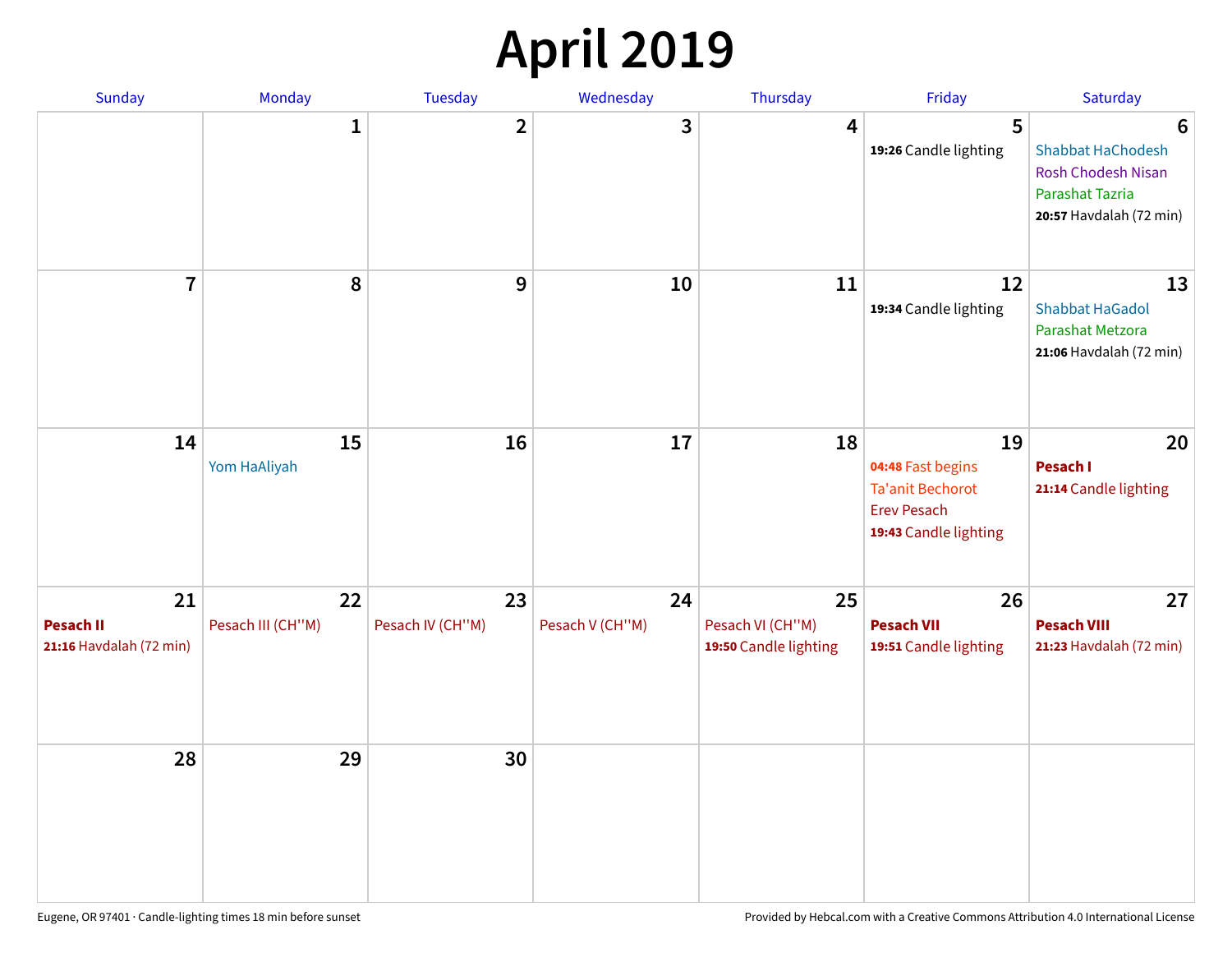# April 2019

| Sunday | Monday | Tuesday | Wednesday | Thursday | Friday | Saturday |
|---|---|---|---|---|---|---|
| | 1 | 2 | 3 | 4 | 5<br>**19:26** Candle lighting | 6<br>Shabbat HaChodesh<br>Rosh Chodesh Nisan<br>Parashat Tazria<br>**20:57** Havdalah (72 min) |
| 7 | 8 | 9 | 10 | 11 | 12<br>**19:34** Candle lighting | 13<br>Shabbat HaGadol<br>Parashat Metzora<br>**21:06** Havdalah (72 min) |
| 14 | 15<br>Yom HaAliyah | 16 | 17 | 18 | 19<br>**04:48** Fast begins<br>Ta'anit Bechorot<br>Erev Pesach<br>**19:43** Candle lighting | 20<br>**Pesach I**<br>**21:14** Candle lighting |
| 21<br>**Pesach II**<br>**21:16** Havdalah (72 min) | 22<br>Pesach III (CH''M) | 23<br>Pesach IV (CH''M) | 24<br>Pesach V (CH''M) | 25<br>Pesach VI (CH''M)<br>**19:50** Candle lighting | 26<br>**Pesach VII**<br>**19:51** Candle lighting | 27<br>**Pesach VIII**<br>**21:23** Havdalah (72 min) |
| 28 | 29 | 30 | | | | |

Eugene, OR 97401 · Candle-lighting times 18 min before sunset

Provided by Hebcal.com with a Creative Commons Attribution 4.0 International License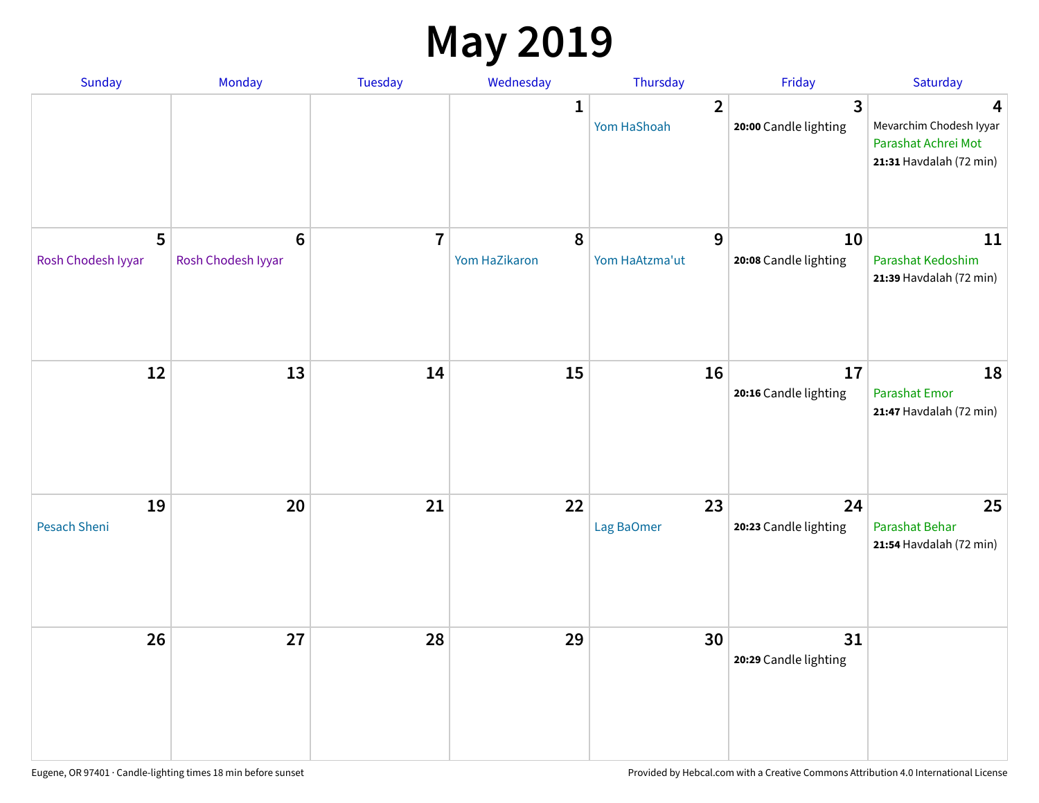# May 2019

| Sunday | Monday | Tuesday | Wednesday | Thursday | Friday | Saturday |
| --- | --- | --- | --- | --- | --- | --- |
| | | | 1 | 2<br>Yom HaShoah | 3<br>**20:00** Candle lighting | 4<br>Mevarchim Chodesh Iyyar<br>Parashat Achrei Mot<br>**21:31** Havdalah (72 min) |
| 5<br>Rosh Chodesh Iyyar | 6<br>Rosh Chodesh Iyyar | 7 | 8<br>Yom HaZikaron | 9<br>Yom HaAtzma'ut | 10<br>**20:08** Candle lighting | 11<br>Parashat Kedoshim<br>**21:39** Havdalah (72 min) |
| 12 | 13 | 14 | 15 | 16 | 17<br>**20:16** Candle lighting | 18<br>Parashat Emor<br>**21:47** Havdalah (72 min) |
| 19<br>Pesach Sheni | 20 | 21 | 22 | 23<br>Lag BaOmer | 24<br>**20:23** Candle lighting | 25<br>Parashat Behar<br>**21:54** Havdalah (72 min) |
| 26 | 27 | 28 | 29 | 30 | 31<br>**20:29** Candle lighting | |

Eugene, OR 97401 · Candle-lighting times 18 min before sunset

Provided by Hebcal.com with a Creative Commons Attribution 4.0 International License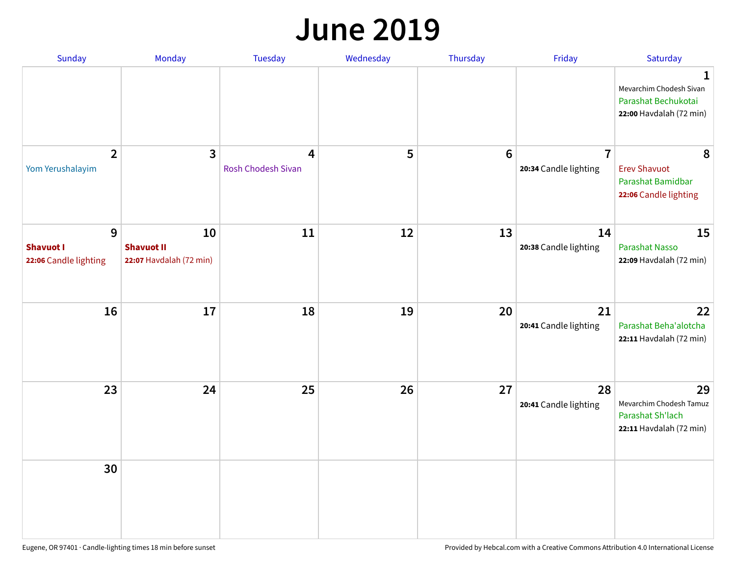# June 2019

| Sunday | Monday | Tuesday | Wednesday | Thursday | Friday | Saturday |
|---|---|---|---|---|---|---|
| | | | | | | **1**<br>Mevarchim Chodesh Sivan<br>Parashat Bechukotai<br>**22:00** Havdalah (72 min) |
| **2**<br>Yom Yerushalayim | **3** | **4**<br>Rosh Chodesh Sivan | **5** | **6** | **7**<br>**20:34** Candle lighting | **8**<br>Erev Shavuot<br>Parashat Bamidbar<br>**22:06** Candle lighting |
| **9**<br>**Shavuot I**<br>**22:06** Candle lighting | **10**<br>**Shavuot II**<br>**22:07** Havdalah (72 min) | **11** | **12** | **13** | **14**<br>**20:38** Candle lighting | **15**<br>Parashat Nasso<br>**22:09** Havdalah (72 min) |
| **16** | **17** | **18** | **19** | **20** | **21**<br>**20:41** Candle lighting | **22**<br>Parashat Beha'alotcha<br>**22:11** Havdalah (72 min) |
| **23** | **24** | **25** | **26** | **27** | **28**<br>**20:41** Candle lighting | **29**<br>Mevarchim Chodesh Tamuz<br>Parashat Sh'lach<br>**22:11** Havdalah (72 min) |
| **30** | | | | | | |

Eugene, OR 97401 · Candle-lighting times 18 min before sunset

Provided by Hebcal.com with a Creative Commons Attribution 4.0 International License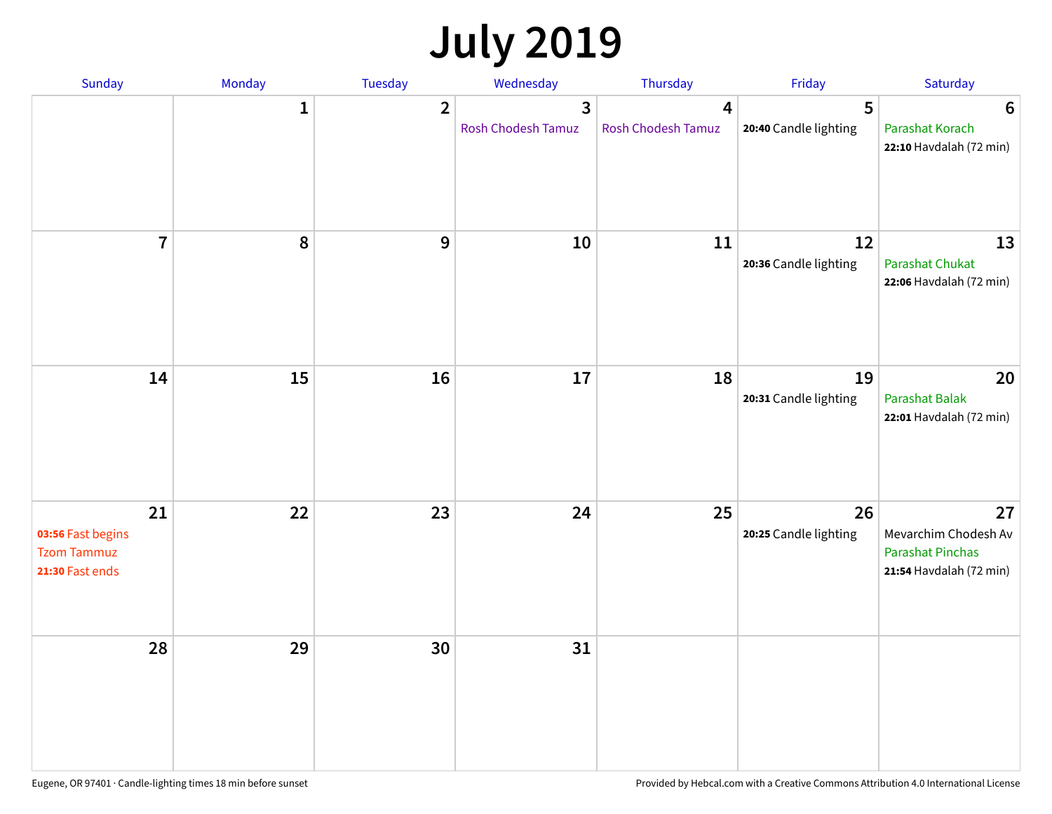# July 2019

| Sunday | Monday | Tuesday | Wednesday | Thursday | Friday | Saturday |
|---|---|---|---|---|---|---|
| | 1 | 2 | 3<br>Rosh Chodesh Tamuz | 4<br>Rosh Chodesh Tamuz | 5<br>**20:40** Candle lighting | 6<br>Parashat Korach<br>**22:10** Havdalah (72 min) |
| 7 | 8 | 9 | 10 | 11 | 12<br>**20:36** Candle lighting | 13<br>Parashat Chukat<br>**22:06** Havdalah (72 min) |
| 14 | 15 | 16 | 17 | 18 | 19<br>**20:31** Candle lighting | 20<br>Parashat Balak<br>**22:01** Havdalah (72 min) |
| 21<br>**03:56** Fast begins<br>Tzom Tammuz<br>**21:30** Fast ends | 22 | 23 | 24 | 25 | 26<br>**20:25** Candle lighting | 27<br>Mevarchim Chodesh Av<br>Parashat Pinchas<br>**21:54** Havdalah (72 min) |
| 28 | 29 | 30 | 31 | | | |

Eugene, OR 97401 · Candle-lighting times 18 min before sunset

Provided by Hebcal.com with a Creative Commons Attribution 4.0 International License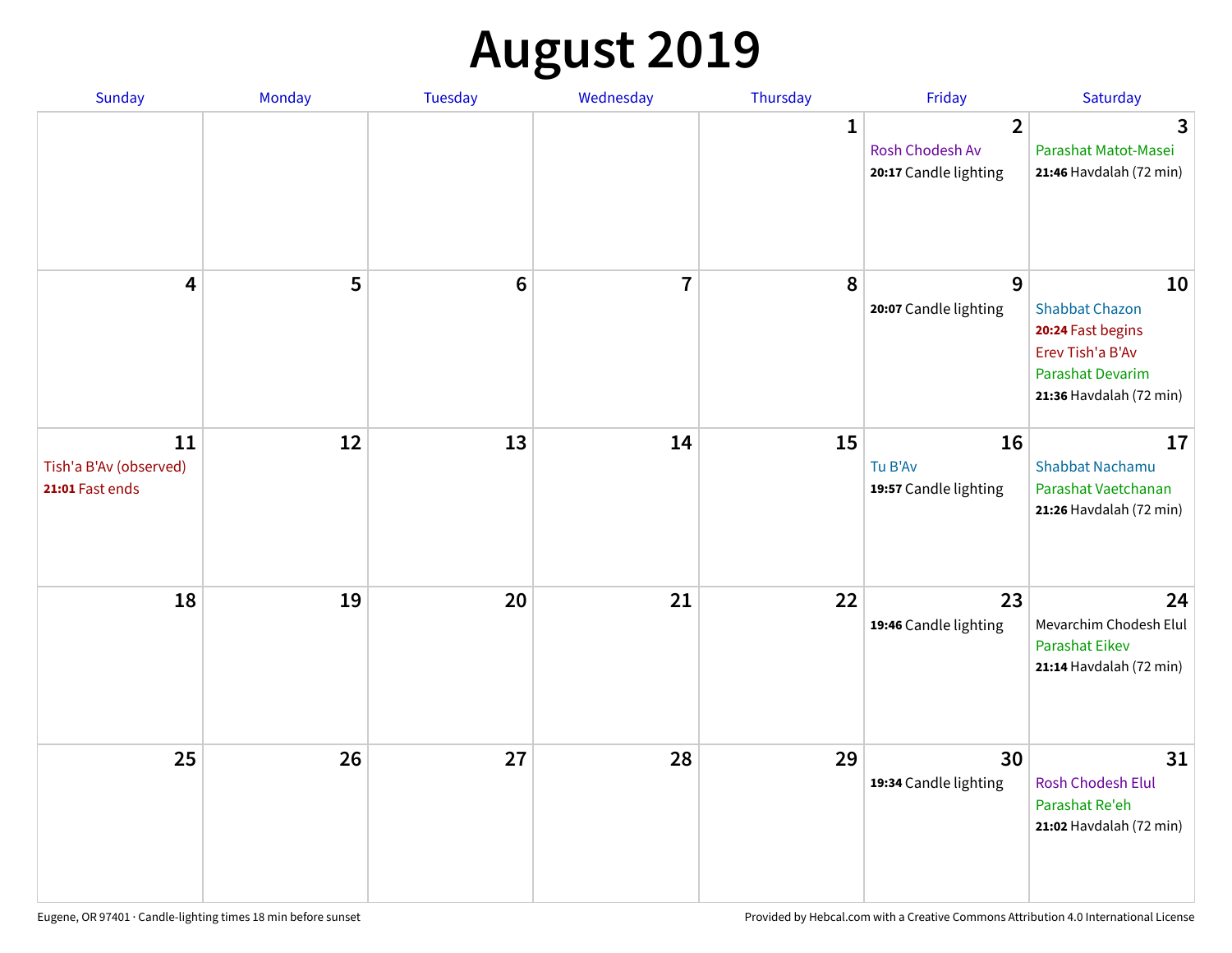# August 2019

| Sunday | Monday | Tuesday | Wednesday | Thursday | Friday | Saturday |
|---|---|---|---|---|---|---|
| | | | | 1 | 2<br>Rosh Chodesh Av<br>**20:17** Candle lighting | 3<br>Parashat Matot-Masei<br>**21:46** Havdalah (72 min) |
| 4 | 5 | 6 | 7 | 8 | 9<br>**20:07** Candle lighting | 10<br>Shabbat Chazon<br>**20:24** Fast begins<br>Erev Tish'a B'Av<br>Parashat Devarim<br>**21:36** Havdalah (72 min) |
| 11<br>Tish'a B'Av (observed)<br>**21:01** Fast ends | 12 | 13 | 14 | 15 | 16<br>Tu B'Av<br>**19:57** Candle lighting | 17<br>Shabbat Nachamu<br>Parashat Vaetchanan<br>**21:26** Havdalah (72 min) |
| 18 | 19 | 20 | 21 | 22 | 23<br>**19:46** Candle lighting | 24<br>Mevarchim Chodesh Elul<br>Parashat Eikev<br>**21:14** Havdalah (72 min) |
| 25 | 26 | 27 | 28 | 29 | 30<br>**19:34** Candle lighting | 31<br>Rosh Chodesh Elul<br>Parashat Re'eh<br>**21:02** Havdalah (72 min) |

Eugene, OR 97401 · Candle-lighting times 18 min before sunset

Provided by Hebcal.com with a Creative Commons Attribution 4.0 International License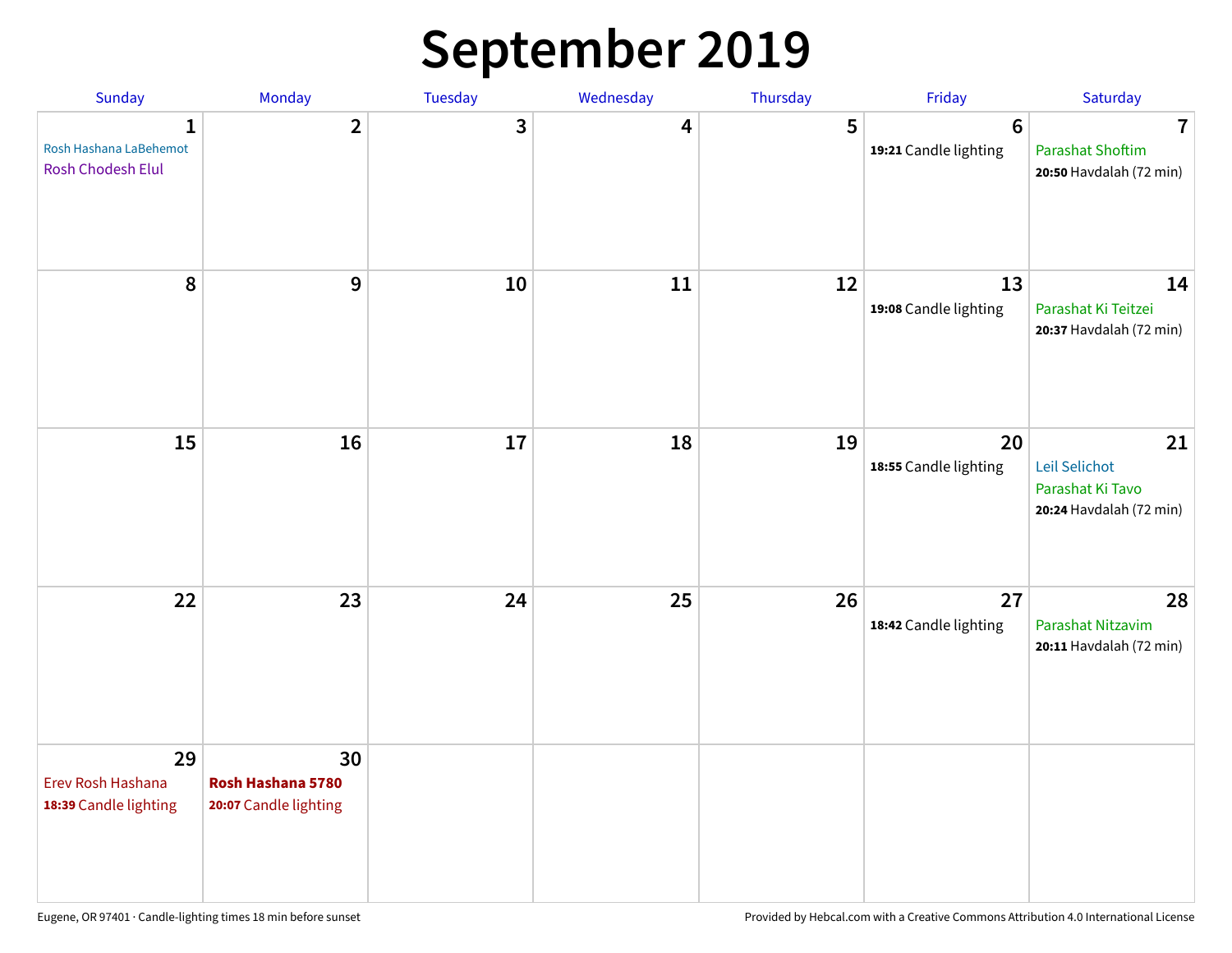# September 2019

| Sunday | Monday | Tuesday | Wednesday | Thursday | Friday | Saturday |
|---|---|---|---|---|---|---|
| 1<br>Rosh Hashana LaBehemot<br>Rosh Chodesh Elul | 2 | 3 | 4 | 5 | 6<br>**19:21** Candle lighting | 7<br>Parashat Shoftim<br>**20:50** Havdalah (72 min) |
| 8 | 9 | 10 | 11 | 12 | 13<br>**19:08** Candle lighting | 14<br>Parashat Ki Teitzei<br>**20:37** Havdalah (72 min) |
| 15 | 16 | 17 | 18 | 19 | 20<br>**18:55** Candle lighting | 21<br>Leil Selichot<br>Parashat Ki Tavo<br>**20:24** Havdalah (72 min) |
| 22 | 23 | 24 | 25 | 26 | 27<br>**18:42** Candle lighting | 28<br>Parashat Nitzavim<br>**20:11** Havdalah (72 min) |
| 29<br>Erev Rosh Hashana<br>**18:39** Candle lighting | 30<br>**Rosh Hashana 5780**<br>**20:07** Candle lighting | | | | | |

Eugene, OR 97401 · Candle-lighting times 18 min before sunset

Provided by Hebcal.com with a Creative Commons Attribution 4.0 International License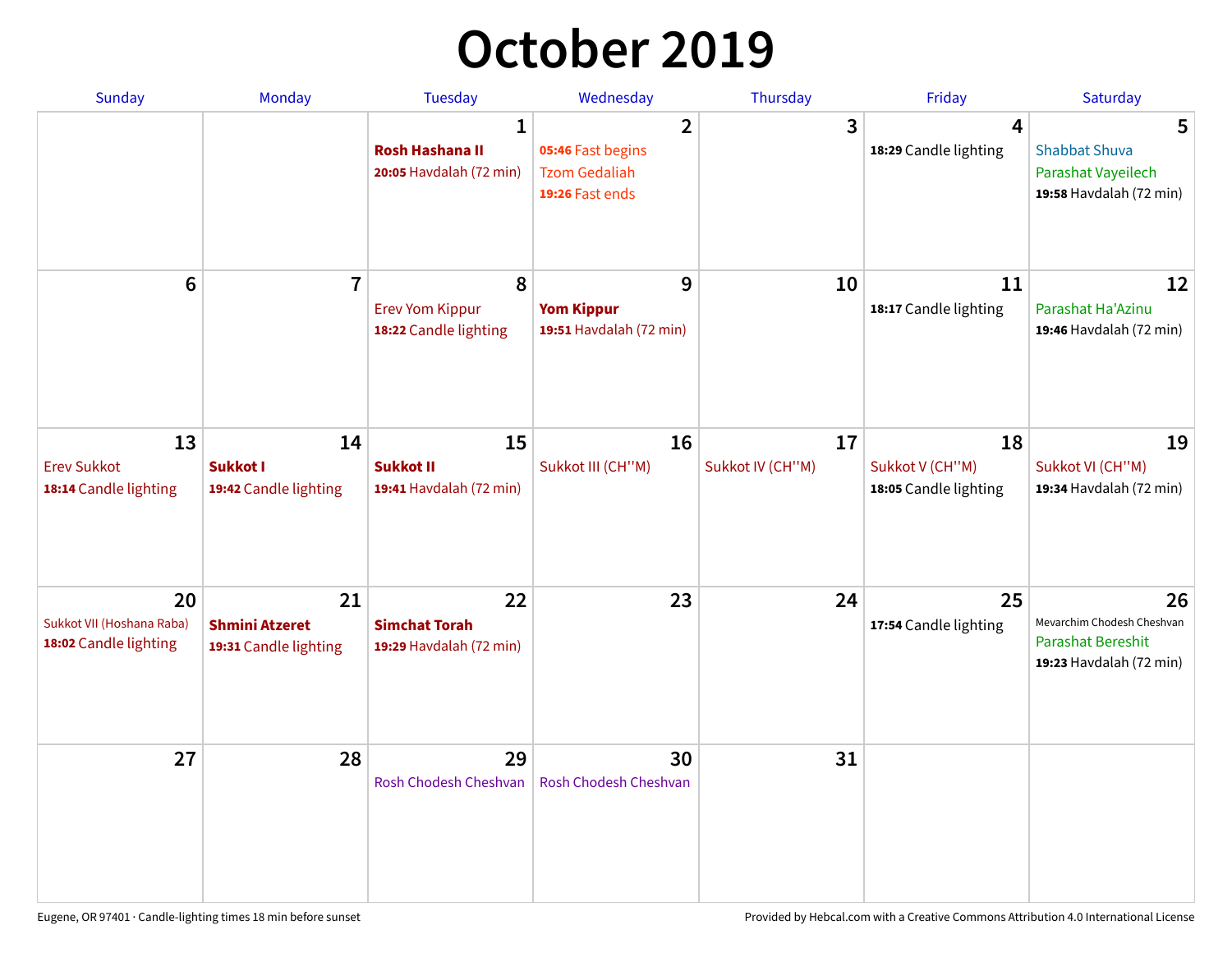# October 2019

| Sunday | Monday | Tuesday | Wednesday | Thursday | Friday | Saturday |
|---|---|---|---|---|---|---|
| | | **1**<br>**Rosh Hashana II**<br>**20:05** Havdalah (72 min) | **2**<br>**05:46** Fast begins<br>Tzom Gedaliah<br>**19:26** Fast ends | **3** | **4**<br>**18:29** Candle lighting | **5**<br>Shabbat Shuva<br>Parashat Vayeilech<br>**19:58** Havdalah (72 min) |
| **6** | **7** | **8**<br>Erev Yom Kippur<br>**18:22** Candle lighting | **9**<br>**Yom Kippur**<br>**19:51** Havdalah (72 min) | **10** | **11**<br>**18:17** Candle lighting | **12**<br>Parashat Ha'Azinu<br>**19:46** Havdalah (72 min) |
| **13**<br>Erev Sukkot<br>**18:14** Candle lighting | **14**<br>**Sukkot I**<br>**19:42** Candle lighting | **15**<br>**Sukkot II**<br>**19:41** Havdalah (72 min) | **16**<br>Sukkot III (CH''M) | **17**<br>Sukkot IV (CH''M) | **18**<br>Sukkot V (CH''M)<br>**18:05** Candle lighting | **19**<br>Sukkot VI (CH''M)<br>**19:34** Havdalah (72 min) |
| **20**<br>Sukkot VII (Hoshana Raba)<br>**18:02** Candle lighting | **21**<br>**Shmini Atzeret**<br>**19:31** Candle lighting | **22**<br>**Simchat Torah**<br>**19:29** Havdalah (72 min) | **23** | **24** | **25**<br>**17:54** Candle lighting | **26**<br>Mevarchim Chodesh Cheshvan<br>Parashat Bereshit<br>**19:23** Havdalah (72 min) |
| **27** | **28** | **29**<br>Rosh Chodesh Cheshvan | **30**<br>Rosh Chodesh Cheshvan | **31** | | |

Eugene, OR 97401 · Candle-lighting times 18 min before sunset

Provided by Hebcal.com with a Creative Commons Attribution 4.0 International License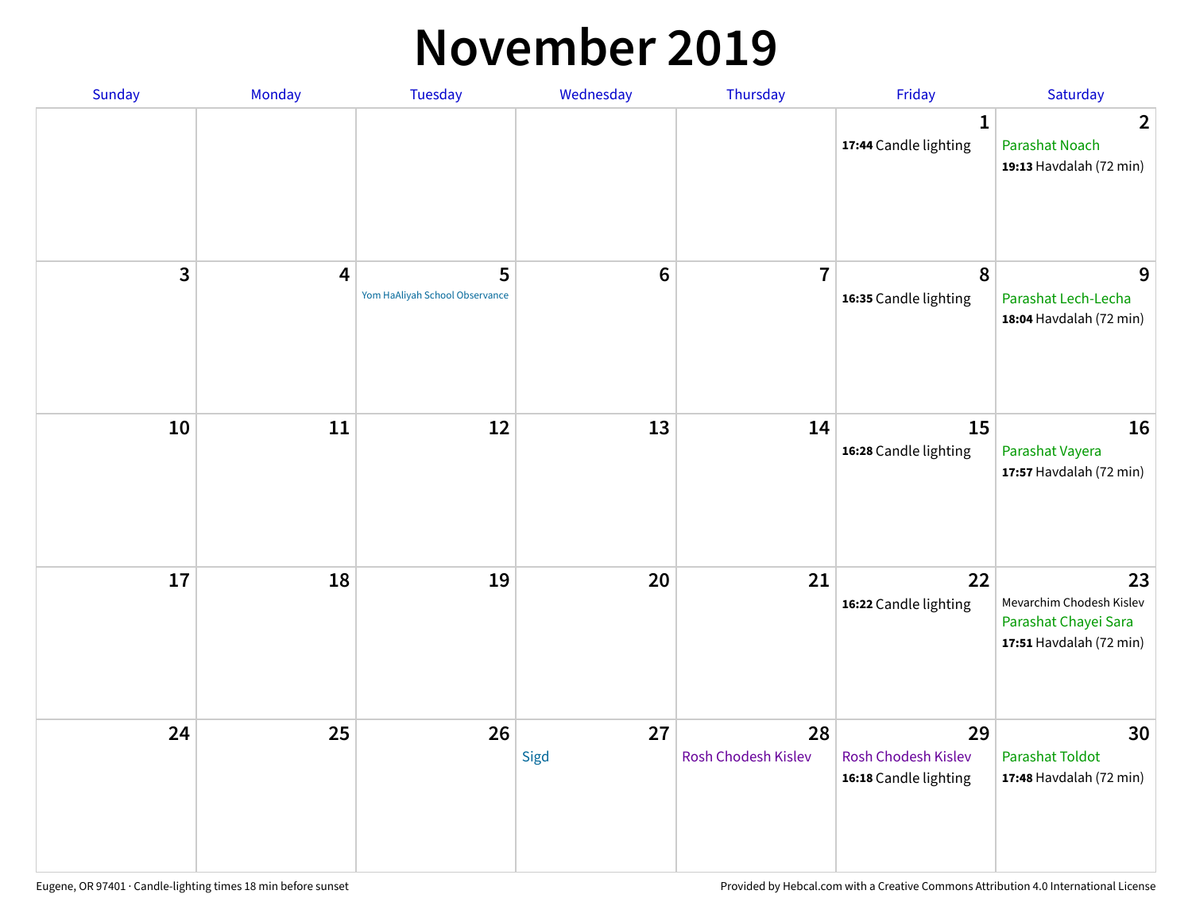# November 2019

| Sunday | Monday | Tuesday | Wednesday | Thursday | Friday | Saturday |
|---|---|---|---|---|---|---|
| | | | | | 1<br>**17:44** Candle lighting | 2<br>Parashat Noach<br>**19:13** Havdalah (72 min) |
| 3 | 4 | 5<br>Yom HaAliyah School Observance | 6 | 7 | 8<br>**16:35** Candle lighting | 9<br>Parashat Lech-Lecha<br>**18:04** Havdalah (72 min) |
| 10 | 11 | 12 | 13 | 14 | 15<br>**16:28** Candle lighting | 16<br>Parashat Vayera<br>**17:57** Havdalah (72 min) |
| 17 | 18 | 19 | 20 | 21 | 22<br>**16:22** Candle lighting | 23<br>Mevarchim Chodesh Kislev<br>Parashat Chayei Sara<br>**17:51** Havdalah (72 min) |
| 24 | 25 | 26 | 27<br>Sigd | 28<br>Rosh Chodesh Kislev | 29<br>Rosh Chodesh Kislev<br>**16:18** Candle lighting | 30<br>Parashat Toldot<br>**17:48** Havdalah (72 min) |

Eugene, OR 97401 · Candle-lighting times 18 min before sunset

Provided by Hebcal.com with a Creative Commons Attribution 4.0 International License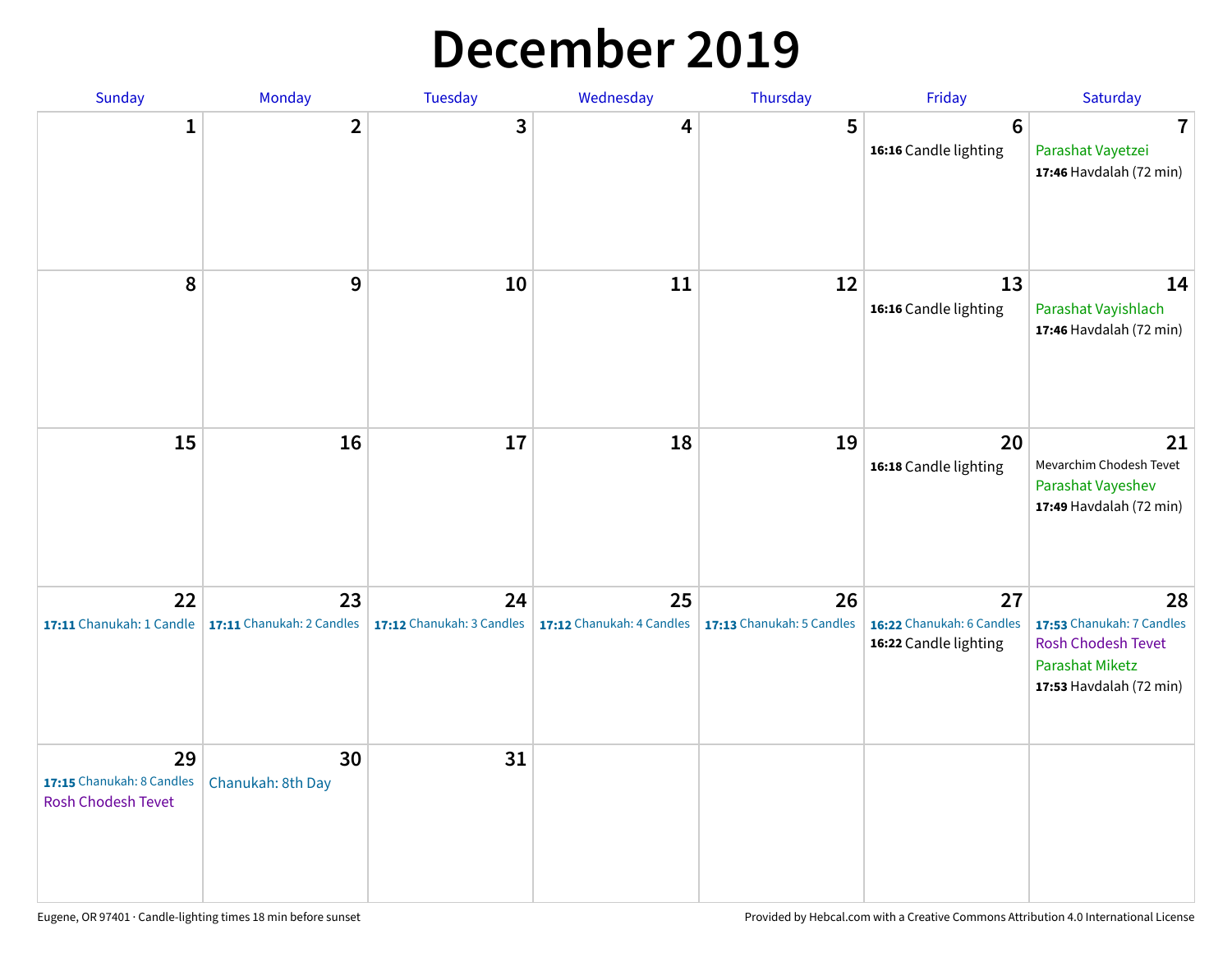# December 2019

| Sunday | Monday | Tuesday | Wednesday | Thursday | Friday | Saturday |
|---|---|---|---|---|---|---|
| 1 | 2 | 3 | 4 | 5 | 6<br>**16:16** Candle lighting | 7<br>Parashat Vayetzei<br>**17:46** Havdalah (72 min) |
| 8 | 9 | 10 | 11 | 12 | 13<br>**16:16** Candle lighting | 14<br>Parashat Vayishlach<br>**17:46** Havdalah (72 min) |
| 15 | 16 | 17 | 18 | 19 | 20<br>**16:18** Candle lighting | 21<br>Mevarchim Chodesh Tevet<br>Parashat Vayeshev<br>**17:49** Havdalah (72 min) |
| 22<br>**17:11** Chanukah: 1 Candle | 23<br>**17:11** Chanukah: 2 Candles | 24<br>**17:12** Chanukah: 3 Candles | 25<br>**17:12** Chanukah: 4 Candles | 26<br>**17:13** Chanukah: 5 Candles | 27<br>**16:22** Chanukah: 6 Candles<br>**16:22** Candle lighting | 28<br>**17:53** Chanukah: 7 Candles<br>Rosh Chodesh Tevet<br>Parashat Miketz<br>**17:53** Havdalah (72 min) |
| 29<br>**17:15** Chanukah: 8 Candles<br>Rosh Chodesh Tevet | 30<br>Chanukah: 8th Day | 31 | | | | |

Eugene, OR 97401 · Candle-lighting times 18 min before sunset

Provided by Hebcal.com with a Creative Commons Attribution 4.0 International License